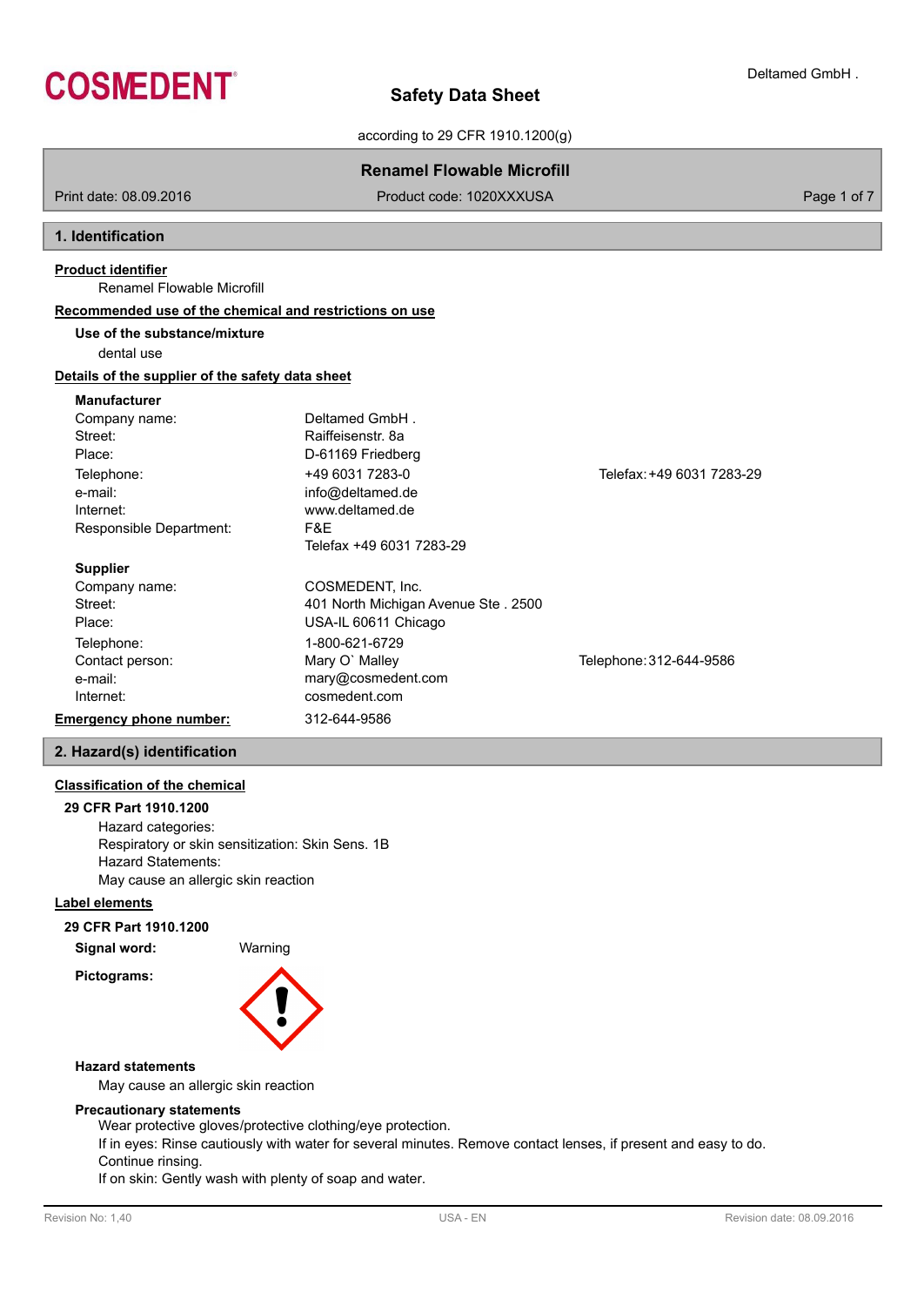# Safety Data Sheet

according to 29 CFR 1910.1200(g)

**Renamel Flowable Microfill**

Print date: 08.09.2016 | Product code: 1020XXXUSA

## 1. Identification

**Product identifier**

Renamel Flowable Microfill

**Recommended use of the chemical and restrictions on use**

**Use of the substance/mixture**

dental use

**Details of the supplier of the safety data sheet**

**Manufacturer**

| | | |
|---|---|---|
| Company name: | Deltamed GmbH . | |
| Street: | Raiffeisenstr. 8a | |
| Place: | D-61169 Friedberg | |
| Telephone: | +49 6031 7283-0 | Telefax: +49 6031 7283-29 |
| e-mail: | info@deltamed.de | |
| Internet: | www.deltamed.de | |
| Responsible Department: | F&E<br>Telefax +49 6031 7283-29 | |

**Supplier**

| | | |
|---|---|---|
| Company name: | COSMEDENT, Inc. | |
| Street: | 401 North Michigan Avenue Ste . 2500 | |
| Place: | USA-IL 60611 Chicago | |
| Telephone: | 1-800-621-6729 | |
| Contact person: | Mary O` Malley | Telephone: 312-644-9586 |
| e-mail: | mary@cosmedent.com | |
| Internet: | cosmedent.com | |

**Emergency phone number:** 312-644-9586

## 2. Hazard(s) identification

**Classification of the chemical**

**29 CFR Part 1910.1200**

Hazard categories:
Respiratory or skin sensitization: Skin Sens. 1B
Hazard Statements:
May cause an allergic skin reaction

**Label elements**

**29 CFR Part 1910.1200**

**Signal word:** Warning

**Pictograms:**

**Hazard statements**

May cause an allergic skin reaction

**Precautionary statements**

Wear protective gloves/protective clothing/eye protection.
If in eyes: Rinse cautiously with water for several minutes. Remove contact lenses, if present and easy to do. Continue rinsing.
If on skin: Gently wash with plenty of soap and water.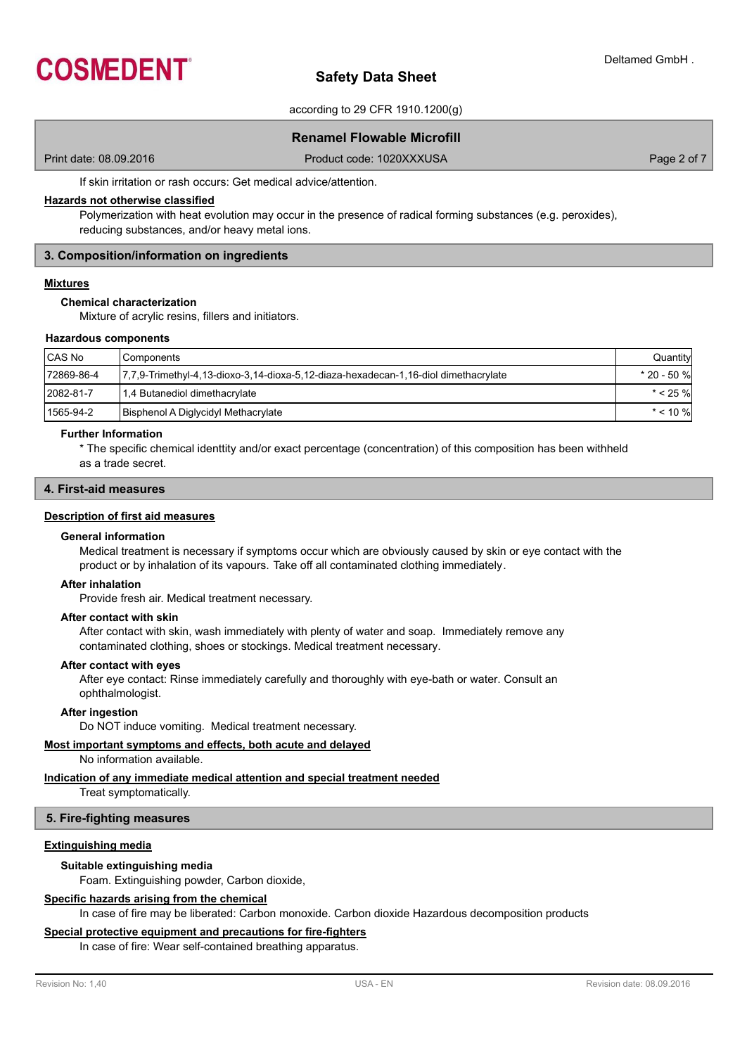If skin irritation or rash occurs: Get medical advice/attention.

**Hazards not otherwise classified**

Polymerization with heat evolution may occur in the presence of radical forming substances (e.g. peroxides), reducing substances, and/or heavy metal ions.

## 3. Composition/information on ingredients

**Mixtures**

**Chemical characterization**

Mixture of acrylic resins, fillers and initiators.

**Hazardous components**

| CAS No | Components | Quantity |
|---|---|---|
| 72869-86-4 | 7,7,9-Trimethyl-4,13-dioxo-3,14-dioxa-5,12-diaza-hexadecan-1,16-diol dimethacrylate | * 20 - 50 % |
| 2082-81-7 | 1,4 Butanediol dimethacrylate | * < 25 % |
| 1565-94-2 | Bisphenol A Diglycidyl Methacrylate | * < 10 % |

**Further Information**

* The specific chemical identtity and/or exact percentage (concentration) of this composition has been withheld as a trade secret.

## 4. First-aid measures

**Description of first aid measures**

**General information**

Medical treatment is necessary if symptoms occur which are obviously caused by skin or eye contact with the product or by inhalation of its vapours. Take off all contaminated clothing immediately.

**After inhalation**

Provide fresh air. Medical treatment necessary.

**After contact with skin**

After contact with skin, wash immediately with plenty of water and soap. Immediately remove any contaminated clothing, shoes or stockings. Medical treatment necessary.

**After contact with eyes**

After eye contact: Rinse immediately carefully and thoroughly with eye-bath or water. Consult an ophthalmologist.

**After ingestion**

Do NOT induce vomiting. Medical treatment necessary.

**Most important symptoms and effects, both acute and delayed**

No information available.

**Indication of any immediate medical attention and special treatment needed**

Treat symptomatically.

## 5. Fire-fighting measures

**Extinguishing media**

**Suitable extinguishing media**

Foam. Extinguishing powder, Carbon dioxide,

**Specific hazards arising from the chemical**

In case of fire may be liberated: Carbon monoxide. Carbon dioxide Hazardous decomposition products

**Special protective equipment and precautions for fire-fighters**

In case of fire: Wear self-contained breathing apparatus.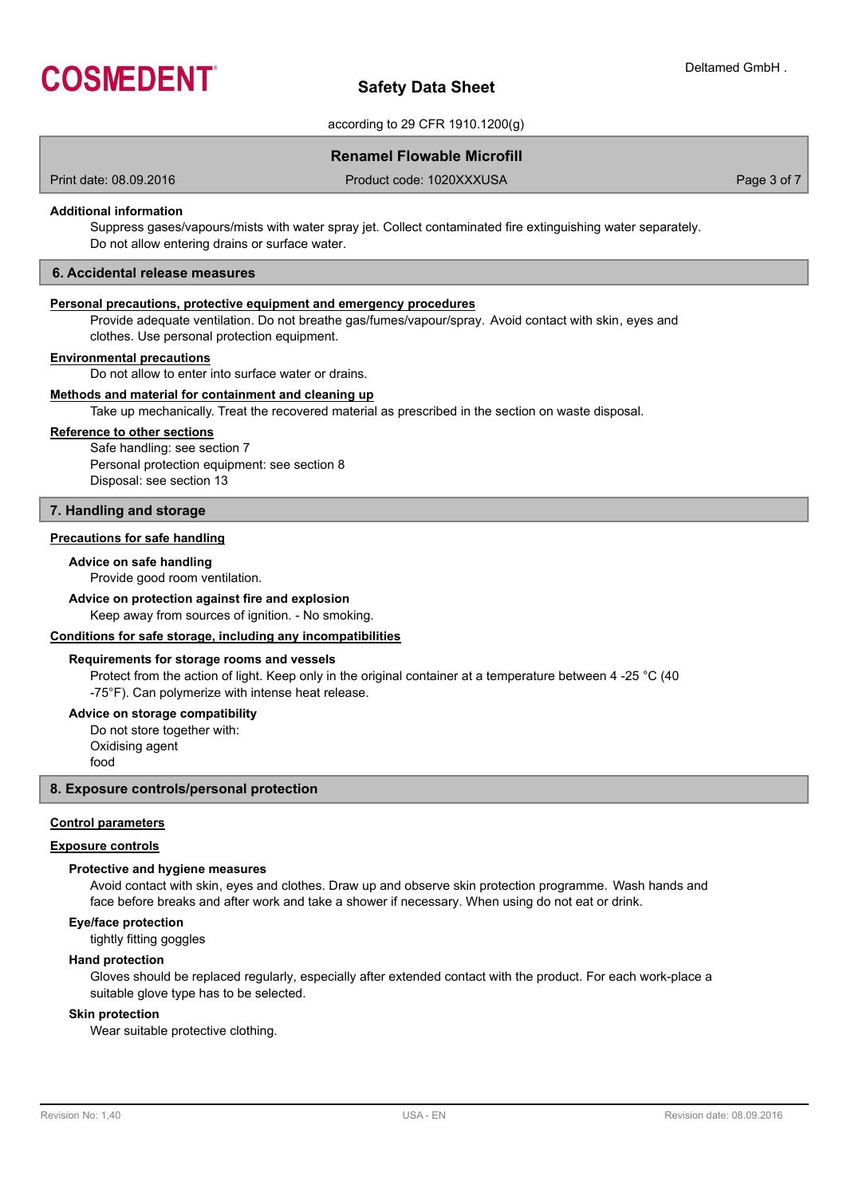#### Additional information

Suppress gases/vapours/mists with water spray jet. Collect contaminated fire extinguishing water separately. Do not allow entering drains or surface water.

## 6. Accidental release measures

#### Personal precautions, protective equipment and emergency procedures

Provide adequate ventilation. Do not breathe gas/fumes/vapour/spray. Avoid contact with skin, eyes and clothes. Use personal protection equipment.

#### Environmental precautions

Do not allow to enter into surface water or drains.

#### Methods and material for containment and cleaning up

Take up mechanically. Treat the recovered material as prescribed in the section on waste disposal.

#### Reference to other sections

Safe handling: see section 7
Personal protection equipment: see section 8
Disposal: see section 13

## 7. Handling and storage

#### Precautions for safe handling

**Advice on safe handling**

Provide good room ventilation.

**Advice on protection against fire and explosion**

Keep away from sources of ignition. - No smoking.

#### Conditions for safe storage, including any incompatibilities

**Requirements for storage rooms and vessels**

Protect from the action of light. Keep only in the original container at a temperature between 4 -25 °C (40 -75°F). Can polymerize with intense heat release.

**Advice on storage compatibility**

Do not store together with:
Oxidising agent
food

## 8. Exposure controls/personal protection

#### Control parameters

#### Exposure controls

**Protective and hygiene measures**

Avoid contact with skin, eyes and clothes. Draw up and observe skin protection programme. Wash hands and face before breaks and after work and take a shower if necessary. When using do not eat or drink.

**Eye/face protection**

tightly fitting goggles

**Hand protection**

Gloves should be replaced regularly, especially after extended contact with the product. For each work-place a suitable glove type has to be selected.

**Skin protection**

Wear suitable protective clothing.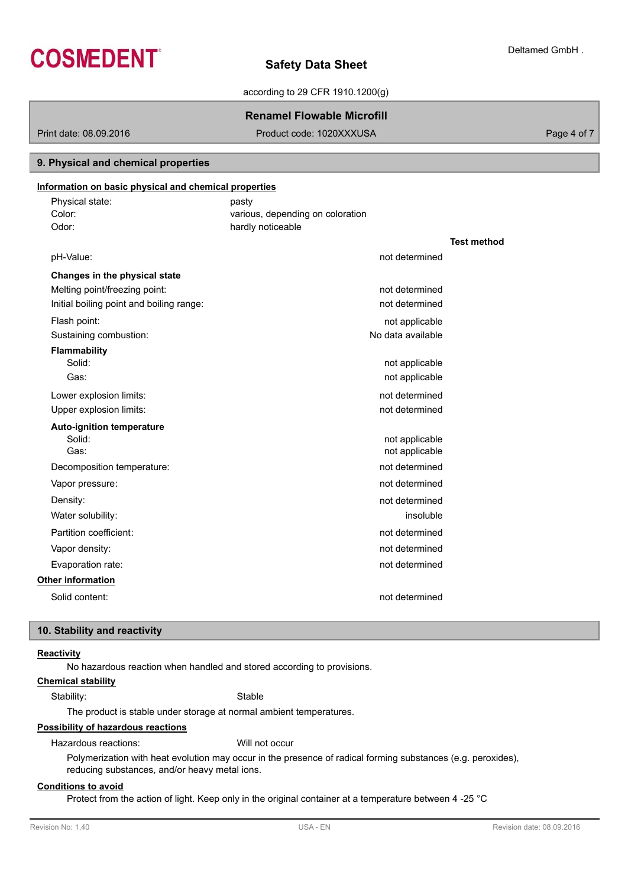## 9. Physical and chemical properties

**Information on basic physical and chemical properties**

| | | |
|---|---|---|
| Physical state: | pasty | |
| Color: | various, depending on coloration | |
| Odor: | hardly noticeable | |
| | | **Test method** |
| pH-Value: | not determined | |
| **Changes in the physical state** | | |
| Melting point/freezing point: | not determined | |
| Initial boiling point and boiling range: | not determined | |
| Flash point: | not applicable | |
| Sustaining combustion: | No data available | |
| **Flammability** | | |
| Solid: | not applicable | |
| Gas: | not applicable | |
| Lower explosion limits: | not determined | |
| Upper explosion limits: | not determined | |
| **Auto-ignition temperature** | | |
| Solid: | not applicable | |
| Gas: | not applicable | |
| Decomposition temperature: | not determined | |
| Vapor pressure: | not determined | |
| Density: | not determined | |
| Water solubility: | insoluble | |
| Partition coefficient: | not determined | |
| Vapor density: | not determined | |
| Evaporation rate: | not determined | |

**Other information**

| | |
|---|---|
| Solid content: | not determined |

## 10. Stability and reactivity

**Reactivity**

No hazardous reaction when handled and stored according to provisions.

**Chemical stability**

Stability: Stable

The product is stable under storage at normal ambient temperatures.

**Possibility of hazardous reactions**

Hazardous reactions: Will not occur

Polymerization with heat evolution may occur in the presence of radical forming substances (e.g. peroxides), reducing substances, and/or heavy metal ions.

**Conditions to avoid**

Protect from the action of light. Keep only in the original container at a temperature between 4 -25 °C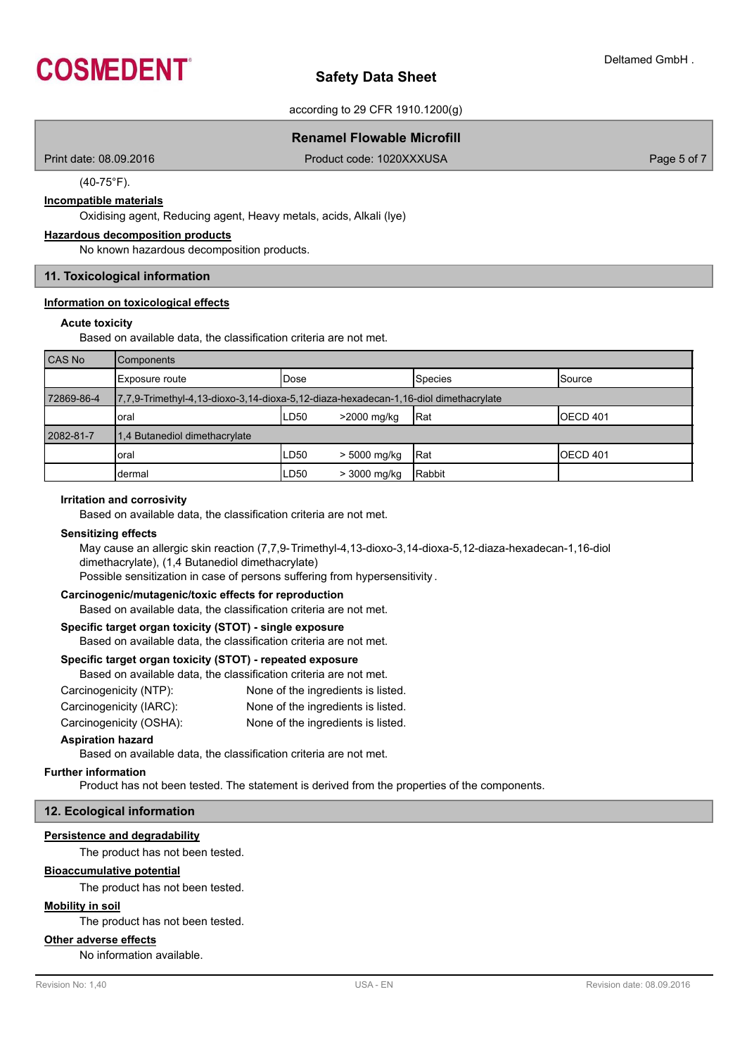(40-75°F).

**Incompatible materials**

Oxidising agent, Reducing agent, Heavy metals, acids, Alkali (lye)

**Hazardous decomposition products**

No known hazardous decomposition products.

## 11. Toxicological information

**Information on toxicological effects**

**Acute toxicity**

Based on available data, the classification criteria are not met.

| CAS No | Components | | | | |
|---|---|---|---|---|---|
| | Exposure route | Dose | | Species | Source |
| 72869-86-4 | 7,7,9-Trimethyl-4,13-dioxo-3,14-dioxa-5,12-diaza-hexadecan-1,16-diol dimethacrylate | | | | |
| | oral | LD50 | >2000 mg/kg | Rat | OECD 401 |
| 2082-81-7 | 1,4 Butanediol dimethacrylate | | | | |
| | oral | LD50 | > 5000 mg/kg | Rat | OECD 401 |
| | dermal | LD50 | > 3000 mg/kg | Rabbit | |

**Irritation and corrosivity**

Based on available data, the classification criteria are not met.

**Sensitizing effects**

May cause an allergic skin reaction (7,7,9-Trimethyl-4,13-dioxo-3,14-dioxa-5,12-diaza-hexadecan-1,16-diol dimethacrylate), (1,4 Butanediol dimethacrylate)
Possible sensitization in case of persons suffering from hypersensitivity.

**Carcinogenic/mutagenic/toxic effects for reproduction**

Based on available data, the classification criteria are not met.

**Specific target organ toxicity (STOT) - single exposure**

Based on available data, the classification criteria are not met.

**Specific target organ toxicity (STOT) - repeated exposure**

Based on available data, the classification criteria are not met.

Carcinogenicity (NTP): None of the ingredients is listed.
Carcinogenicity (IARC): None of the ingredients is listed.
Carcinogenicity (OSHA): None of the ingredients is listed.

**Aspiration hazard**

Based on available data, the classification criteria are not met.

**Further information**

Product has not been tested. The statement is derived from the properties of the components.

## 12. Ecological information

**Persistence and degradability**

The product has not been tested.

**Bioaccumulative potential**

The product has not been tested.

**Mobility in soil**

The product has not been tested.

**Other adverse effects**

No information available.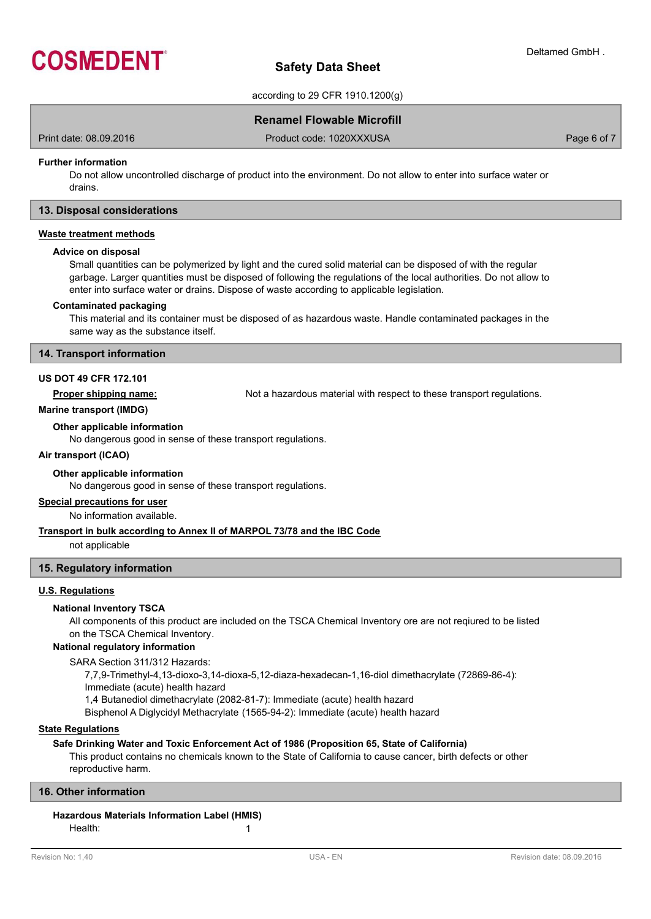**Further information**

Do not allow uncontrolled discharge of product into the environment. Do not allow to enter into surface water or drains.

## 13. Disposal considerations

### Waste treatment methods

**Advice on disposal**

Small quantities can be polymerized by light and the cured solid material can be disposed of with the regular garbage. Larger quantities must be disposed of following the regulations of the local authorities. Do not allow to enter into surface water or drains. Dispose of waste according to applicable legislation.

**Contaminated packaging**

This material and its container must be disposed of as hazardous waste. Handle contaminated packages in the same way as the substance itself.

## 14. Transport information

**US DOT 49 CFR 172.101**

**Proper shipping name:** Not a hazardous material with respect to these transport regulations.

**Marine transport (IMDG)**

**Other applicable information**

No dangerous good in sense of these transport regulations.

**Air transport (ICAO)**

**Other applicable information**

No dangerous good in sense of these transport regulations.

**Special precautions for user**

No information available.

**Transport in bulk according to Annex II of MARPOL 73/78 and the IBC Code**

not applicable

## 15. Regulatory information

### U.S. Regulations

**National Inventory TSCA**

All components of this product are included on the TSCA Chemical Inventory ore are not reqiured to be listed on the TSCA Chemical Inventory.

**National regulatory information**

SARA Section 311/312 Hazards:

7,7,9-Trimethyl-4,13-dioxo-3,14-dioxa-5,12-diaza-hexadecan-1,16-diol dimethacrylate (72869-86-4): Immediate (acute) health hazard

1,4 Butanediol dimethacrylate (2082-81-7): Immediate (acute) health hazard

Bisphenol A Diglycidyl Methacrylate (1565-94-2): Immediate (acute) health hazard

### State Regulations

**Safe Drinking Water and Toxic Enforcement Act of 1986 (Proposition 65, State of California)**

This product contains no chemicals known to the State of California to cause cancer, birth defects or other reproductive harm.

## 16. Other information

**Hazardous Materials Information Label (HMIS)**

Health: 1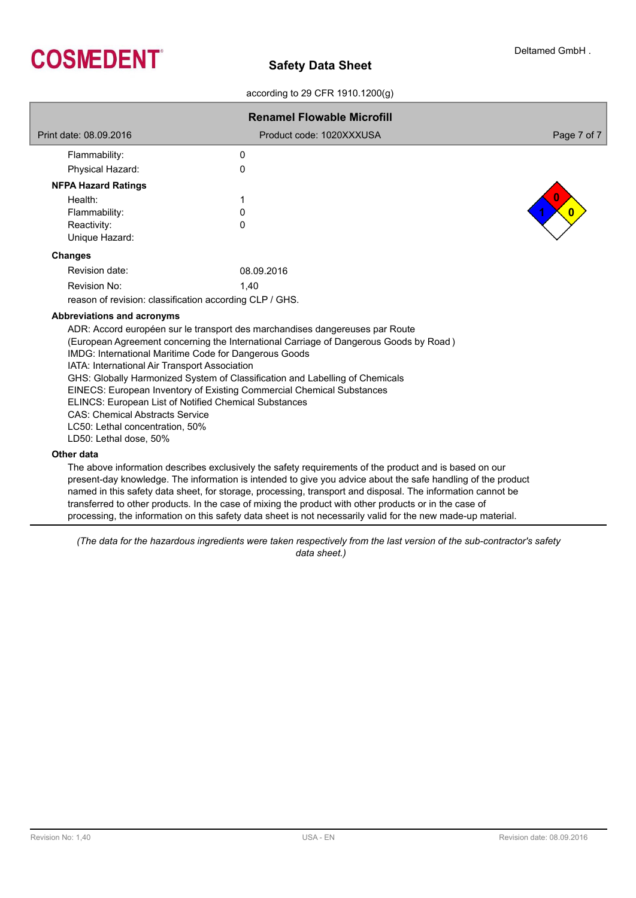Flammability: 0

Physical Hazard: 0

**NFPA Hazard Ratings**

Health: 1

Flammability: 0

Reactivity: 0

Unique Hazard:

**Changes**

Revision date: 08.09.2016

Revision No: 1,40

reason of revision: classification according CLP / GHS.

**Abbreviations and acronyms**

ADR: Accord européen sur le transport des marchandises dangereuses par Route
(European Agreement concerning the International Carriage of Dangerous Goods by Road )
IMDG: International Maritime Code for Dangerous Goods
IATA: International Air Transport Association
GHS: Globally Harmonized System of Classification and Labelling of Chemicals
EINECS: European Inventory of Existing Commercial Chemical Substances
ELINCS: European List of Notified Chemical Substances
CAS: Chemical Abstracts Service
LC50: Lethal concentration, 50%
LD50: Lethal dose, 50%

**Other data**

The above information describes exclusively the safety requirements of the product and is based on our present-day knowledge. The information is intended to give you advice about the safe handling of the product named in this safety data sheet, for storage, processing, transport and disposal. The information cannot be transferred to other products. In the case of mixing the product with other products or in the case of processing, the information on this safety data sheet is not necessarily valid for the new made-up material.

*(The data for the hazardous ingredients were taken respectively from the last version of the sub-contractor's safety data sheet.)*